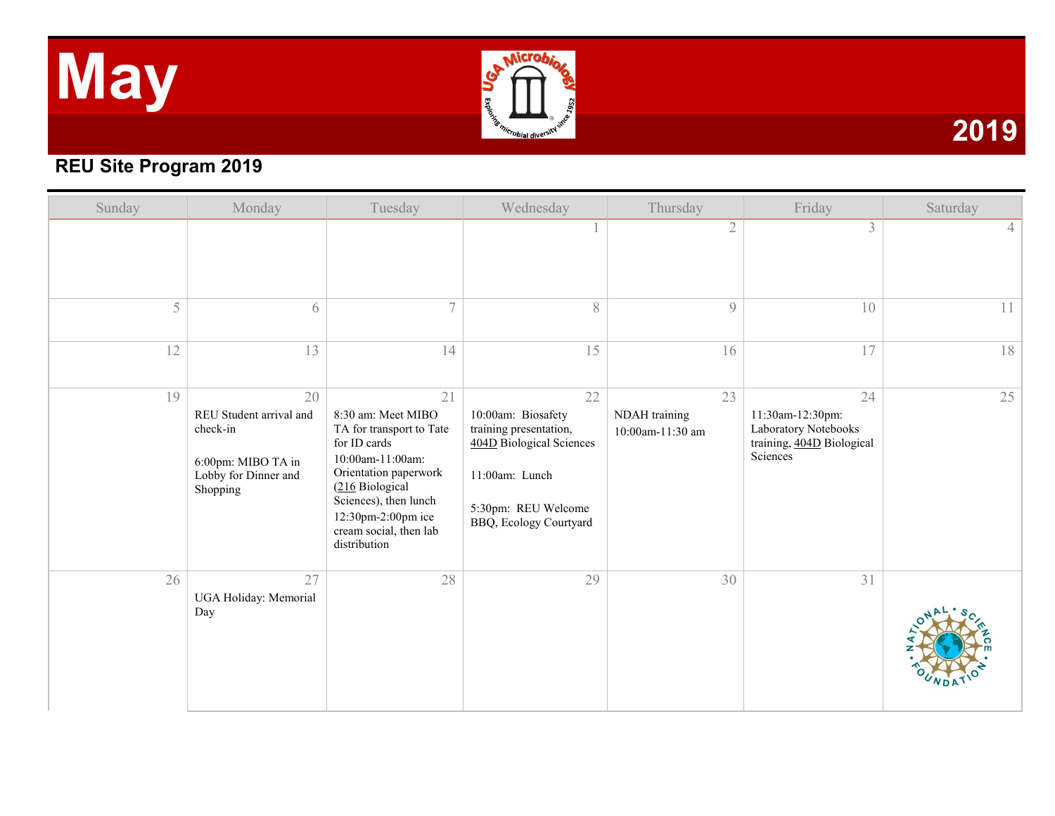# May 2019

## REU Site Program 2019

| Sunday | Monday | Tuesday | Wednesday | Thursday | Friday | Saturday |
|---|---|---|---|---|---|---|
| | | | 1 | 2 | 3 | 4 |
| 5 | 6 | 7 | 8 | 9 | 10 | 11 |
| 12 | 13 | 14 | 15 | 16 | 17 | 18 |
| 19 | 20<br>REU Student arrival and check-in<br><br>6:00pm: MIBO TA in Lobby for Dinner and Shopping | 21<br>8:30 am: Meet MIBO TA for transport to Tate for ID cards<br>10:00am-11:00am: Orientation paperwork (216 Biological Sciences), then lunch<br>12:30pm-2:00pm ice cream social, then lab distribution | 22<br>10:00am: Biosafety training presentation, 404D Biological Sciences<br><br>11:00am: Lunch<br><br>5:30pm: REU Welcome BBQ, Ecology Courtyard | 23<br>NDAH training 10:00am-11:30 am | 24<br>11:30am-12:30pm: Laboratory Notebooks training, 404D Biological Sciences | 25 |
| 26 | 27<br>UGA Holiday: Memorial Day | 28 | 29 | 30 | 31 | |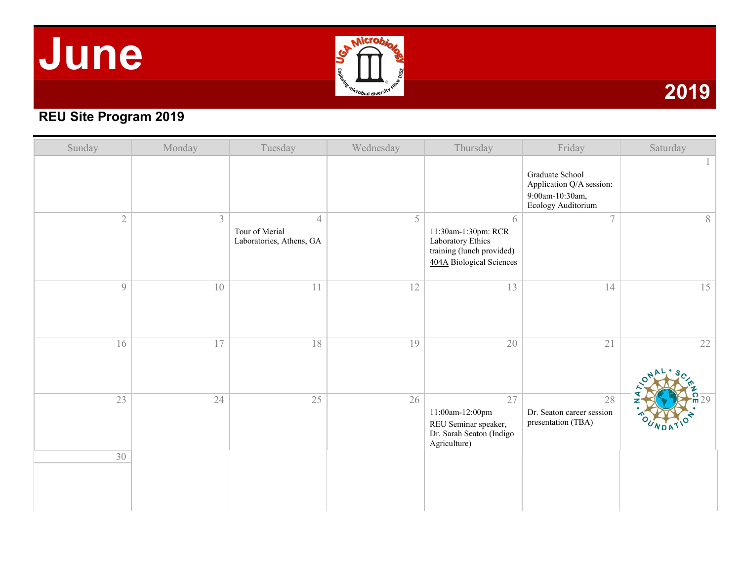# June

## 2019

**REU Site Program 2019**

| Sunday | Monday | Tuesday | Wednesday | Thursday | Friday | Saturday |
|---|---|---|---|---|---|---|
| | | | | | Graduate School Application Q/A session: 9:00am-10:30am, Ecology Auditorium | 1 |
| 2 | 3 | 4 Tour of Merial Laboratories, Athens, GA | 5 | 6 11:30am-1:30pm: RCR Laboratory Ethics training (lunch provided) 404A Biological Sciences | 7 | 8 |
| 9 | 10 | 11 | 12 | 13 | 14 | 15 |
| 16 | 17 | 18 | 19 | 20 | 21 | 22 |
| 23 | 24 | 25 | 26 | 27 11:00am-12:00pm REU Seminar speaker, Dr. Sarah Seaton (Indigo Agriculture) | 28 Dr. Seaton career session presentation (TBA) | 29 |
| 30 | | | | | | |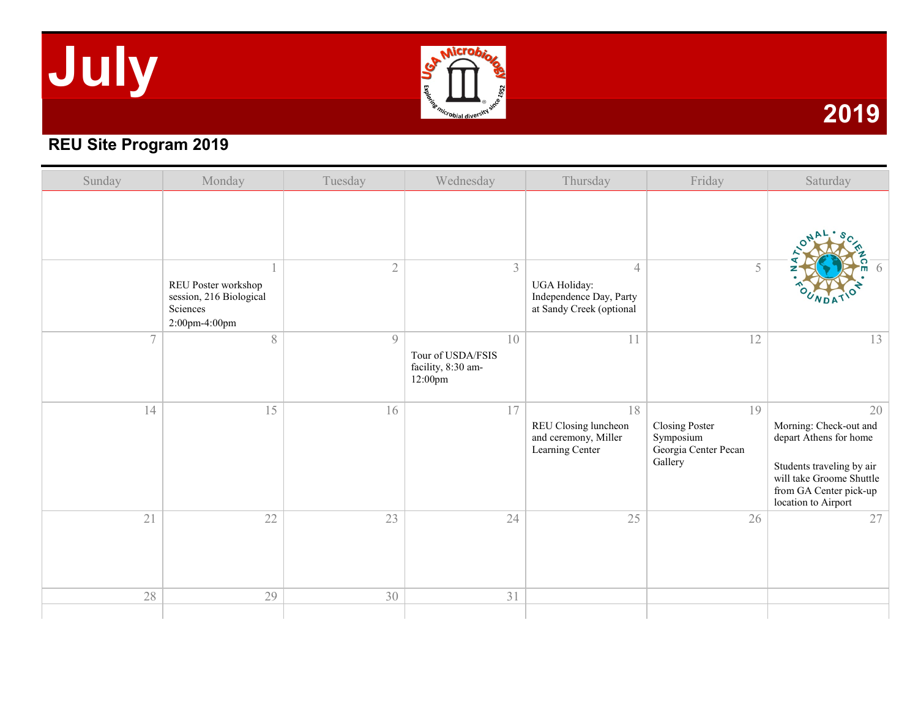# July

2019

## REU Site Program 2019

| Sunday | Monday | Tuesday | Wednesday | Thursday | Friday | Saturday |
|---|---|---|---|---|---|---|
| | 1 REU Poster workshop session, 216 Biological Sciences 2:00pm-4:00pm | 2 | 3 | 4 UGA Holiday: Independence Day, Party at Sandy Creek (optional | 5 | 6 |
| 7 | 8 | 9 | 10 Tour of USDA/FSIS facility, 8:30 am-12:00pm | 11 | 12 | 13 |
| 14 | 15 | 16 | 17 | 18 REU Closing luncheon and ceremony, Miller Learning Center | 19 Closing Poster Symposium Georgia Center Pecan Gallery | 20 Morning: Check-out and depart Athens for home<br><br>Students traveling by air will take Groome Shuttle from GA Center pick-up location to Airport |
| 21 | 22 | 23 | 24 | 25 | 26 | 27 |
| 28 | 29 | 30 | 31 | | | |